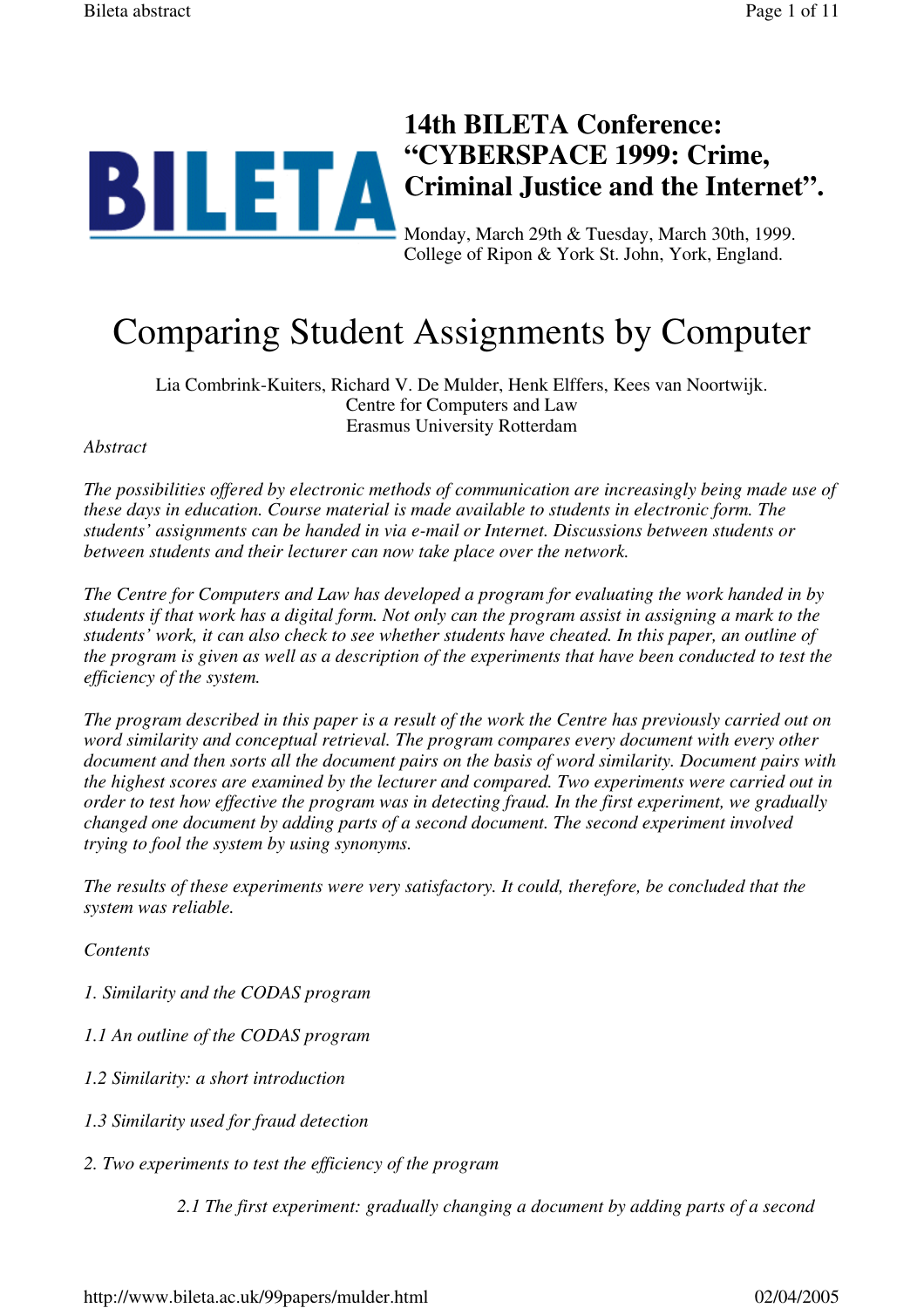# 14th BILETA Conference: "CYBERSPACE 1999: Crime, Criminal Justice and the Internet".

Monday, March 29th & Tuesday, March 30th, 1999.
College of Ripon & York St. John, York, England.

# Comparing Student Assignments by Computer

Lia Combrink-Kuiters, Richard V. De Mulder, Henk Elffers, Kees van Noortwijk.
Centre for Computers and Law
Erasmus University Rotterdam

*Abstract*

*The possibilities offered by electronic methods of communication are increasingly being made use of these days in education. Course material is made available to students in electronic form. The students' assignments can be handed in via e-mail or Internet. Discussions between students or between students and their lecturer can now take place over the network.*

*The Centre for Computers and Law has developed a program for evaluating the work handed in by students if that work has a digital form. Not only can the program assist in assigning a mark to the students' work, it can also check to see whether students have cheated. In this paper, an outline of the program is given as well as a description of the experiments that have been conducted to test the efficiency of the system.*

*The program described in this paper is a result of the work the Centre has previously carried out on word similarity and conceptual retrieval. The program compares every document with every other document and then sorts all the document pairs on the basis of word similarity. Document pairs with the highest scores are examined by the lecturer and compared. Two experiments were carried out in order to test how effective the program was in detecting fraud. In the first experiment, we gradually changed one document by adding parts of a second document. The second experiment involved trying to fool the system by using synonyms.*

*The results of these experiments were very satisfactory. It could, therefore, be concluded that the system was reliable.*

*Contents*

*1. Similarity and the CODAS program*

*1.1 An outline of the CODAS program*

*1.2 Similarity: a short introduction*

*1.3 Similarity used for fraud detection*

*2. Two experiments to test the efficiency of the program*

*2.1 The first experiment: gradually changing a document by adding parts of a second*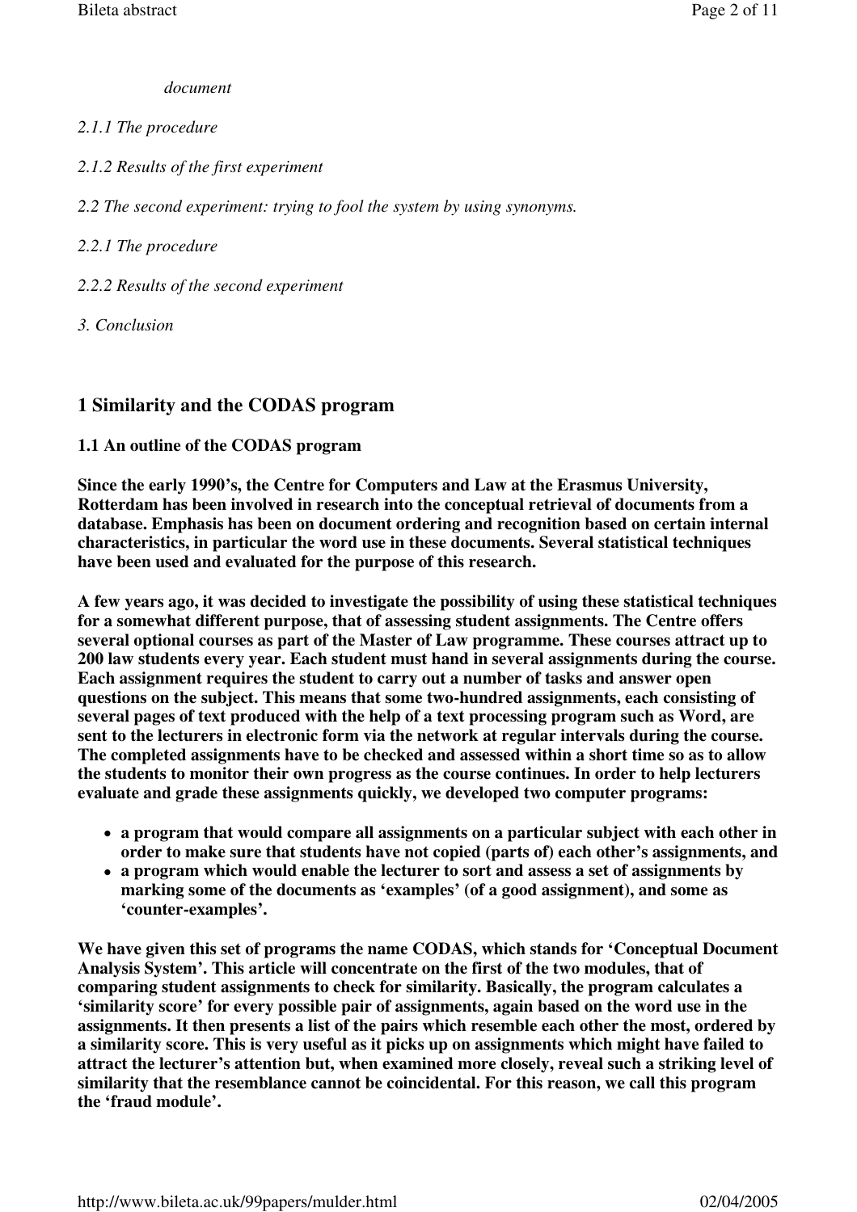*document*

*2.1.1 The procedure*

*2.1.2 Results of the first experiment*

*2.2 The second experiment: trying to fool the system by using synonyms.*

*2.2.1 The procedure*

*2.2.2 Results of the second experiment*

*3. Conclusion*

## 1 Similarity and the CODAS program

### 1.1 An outline of the CODAS program

**Since the early 1990's, the Centre for Computers and Law at the Erasmus University, Rotterdam has been involved in research into the conceptual retrieval of documents from a database. Emphasis has been on document ordering and recognition based on certain internal characteristics, in particular the word use in these documents. Several statistical techniques have been used and evaluated for the purpose of this research.**

**A few years ago, it was decided to investigate the possibility of using these statistical techniques for a somewhat different purpose, that of assessing student assignments. The Centre offers several optional courses as part of the Master of Law programme. These courses attract up to 200 law students every year. Each student must hand in several assignments during the course. Each assignment requires the student to carry out a number of tasks and answer open questions on the subject. This means that some two-hundred assignments, each consisting of several pages of text produced with the help of a text processing program such as Word, are sent to the lecturers in electronic form via the network at regular intervals during the course. The completed assignments have to be checked and assessed within a short time so as to allow the students to monitor their own progress as the course continues. In order to help lecturers evaluate and grade these assignments quickly, we developed two computer programs:**

- **a program that would compare all assignments on a particular subject with each other in order to make sure that students have not copied (parts of) each other's assignments, and**
- **a program which would enable the lecturer to sort and assess a set of assignments by marking some of the documents as 'examples' (of a good assignment), and some as 'counter-examples'.**

**We have given this set of programs the name CODAS, which stands for 'Conceptual Document Analysis System'. This article will concentrate on the first of the two modules, that of comparing student assignments to check for similarity. Basically, the program calculates a 'similarity score' for every possible pair of assignments, again based on the word use in the assignments. It then presents a list of the pairs which resemble each other the most, ordered by a similarity score. This is very useful as it picks up on assignments which might have failed to attract the lecturer's attention but, when examined more closely, reveal such a striking level of similarity that the resemblance cannot be coincidental. For this reason, we call this program the 'fraud module'.**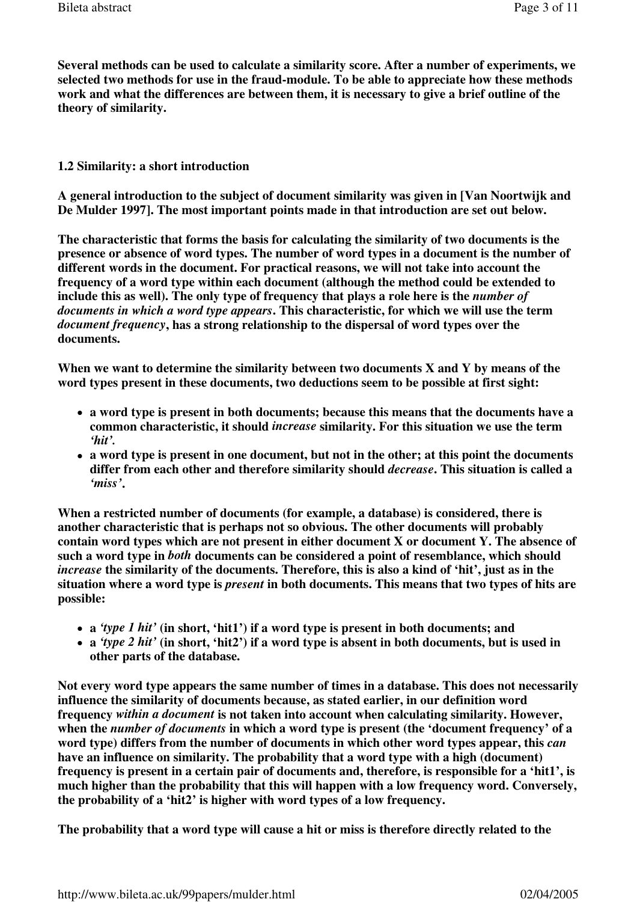Several methods can be used to calculate a similarity score. After a number of experiments, we selected two methods for use in the fraud-module. To be able to appreciate how these methods work and what the differences are between them, it is necessary to give a brief outline of the theory of similarity.

### 1.2 Similarity: a short introduction

A general introduction to the subject of document similarity was given in [Van Noortwijk and De Mulder 1997]. The most important points made in that introduction are set out below.

The characteristic that forms the basis for calculating the similarity of two documents is the presence or absence of word types. The number of word types in a document is the number of different words in the document. For practical reasons, we will not take into account the frequency of a word type within each document (although the method could be extended to include this as well). The only type of frequency that plays a role here is the *number of documents in which a word type appears*. This characteristic, for which we will use the term *document frequency*, has a strong relationship to the dispersal of word types over the documents.

When we want to determine the similarity between two documents X and Y by means of the word types present in these documents, two deductions seem to be possible at first sight:

- a word type is present in both documents; because this means that the documents have a common characteristic, it should *increase* similarity. For this situation we use the term *'hit'*.
- a word type is present in one document, but not in the other; at this point the documents differ from each other and therefore similarity should *decrease*. This situation is called a *'miss'*.

When a restricted number of documents (for example, a database) is considered, there is another characteristic that is perhaps not so obvious. The other documents will probably contain word types which are not present in either document X or document Y. The absence of such a word type in *both* documents can be considered a point of resemblance, which should *increase* the similarity of the documents. Therefore, this is also a kind of 'hit', just as in the situation where a word type is *present* in both documents. This means that two types of hits are possible:

- a *'type 1 hit'* (in short, 'hit1') if a word type is present in both documents; and
- a *'type 2 hit'* (in short, 'hit2') if a word type is absent in both documents, but is used in other parts of the database.

Not every word type appears the same number of times in a database. This does not necessarily influence the similarity of documents because, as stated earlier, in our definition word frequency *within a document* is not taken into account when calculating similarity. However, when the *number of documents* in which a word type is present (the 'document frequency' of a word type) differs from the number of documents in which other word types appear, this *can* have an influence on similarity. The probability that a word type with a high (document) frequency is present in a certain pair of documents and, therefore, is responsible for a 'hit1', is much higher than the probability that this will happen with a low frequency word. Conversely, the probability of a 'hit2' is higher with word types of a low frequency.

The probability that a word type will cause a hit or miss is therefore directly related to the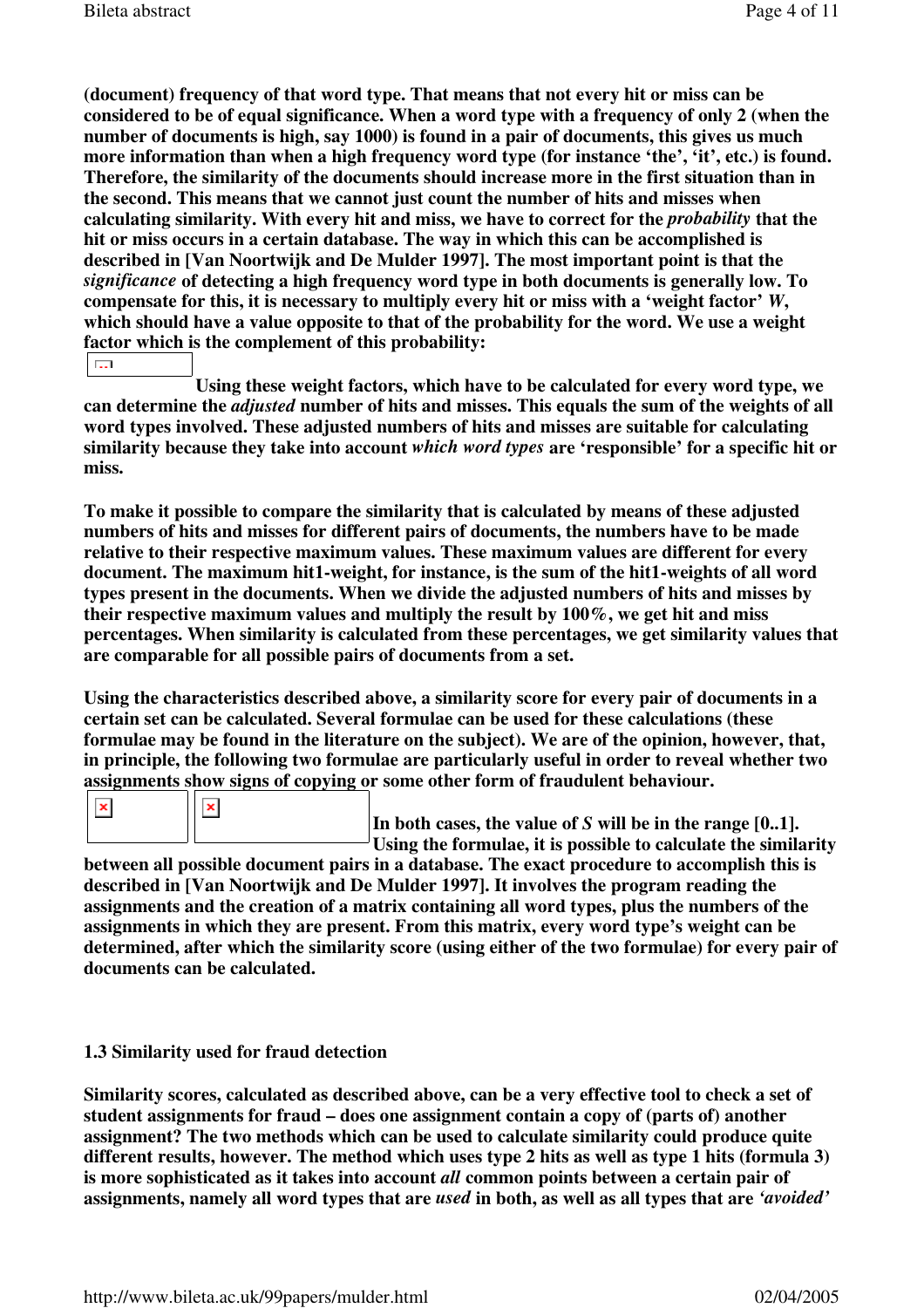**(document) frequency of that word type. That means that not every hit or miss can be considered to be of equal significance. When a word type with a frequency of only 2 (when the number of documents is high, say 1000) is found in a pair of documents, this gives us much more information than when a high frequency word type (for instance 'the', 'it', etc.) is found. Therefore, the similarity of the documents should increase more in the first situation than in the second. This means that we cannot just count the number of hits and misses when calculating similarity. With every hit and miss, we have to correct for the *probability* that the hit or miss occurs in a certain database. The way in which this can be accomplished is described in [Van Noortwijk and De Mulder 1997]. The most important point is that the *significance* of detecting a high frequency word type in both documents is generally low. To compensate for this, it is necessary to multiply every hit or miss with a 'weight factor' *W*, which should have a value opposite to that of the probability for the word. We use a weight factor which is the complement of this probability:**

**Using these weight factors, which have to be calculated for every word type, we can determine the *adjusted* number of hits and misses. This equals the sum of the weights of all word types involved. These adjusted numbers of hits and misses are suitable for calculating similarity because they take into account *which word types* are 'responsible' for a specific hit or miss.**

**To make it possible to compare the similarity that is calculated by means of these adjusted numbers of hits and misses for different pairs of documents, the numbers have to be made relative to their respective maximum values. These maximum values are different for every document. The maximum hit1-weight, for instance, is the sum of the hit1-weights of all word types present in the documents. When we divide the adjusted numbers of hits and misses by their respective maximum values and multiply the result by 100%, we get hit and miss percentages. When similarity is calculated from these percentages, we get similarity values that are comparable for all possible pairs of documents from a set.**

**Using the characteristics described above, a similarity score for every pair of documents in a certain set can be calculated. Several formulae can be used for these calculations (these formulae may be found in the literature on the subject). We are of the opinion, however, that, in principle, the following two formulae are particularly useful in order to reveal whether two assignments show signs of copying or some other form of fraudulent behaviour.**

**In both cases, the value of *S* will be in the range [0..1]. Using the formulae, it is possible to calculate the similarity between all possible document pairs in a database. The exact procedure to accomplish this is described in [Van Noortwijk and De Mulder 1997]. It involves the program reading the assignments and the creation of a matrix containing all word types, plus the numbers of the assignments in which they are present. From this matrix, every word type's weight can be determined, after which the similarity score (using either of the two formulae) for every pair of documents can be calculated.**

### 1.3 Similarity used for fraud detection

**Similarity scores, calculated as described above, can be a very effective tool to check a set of student assignments for fraud – does one assignment contain a copy of (parts of) another assignment? The two methods which can be used to calculate similarity could produce quite different results, however. The method which uses type 2 hits as well as type 1 hits (formula 3) is more sophisticated as it takes into account *all* common points between a certain pair of assignments, namely all word types that are *used* in both, as well as all types that are *'avoided'***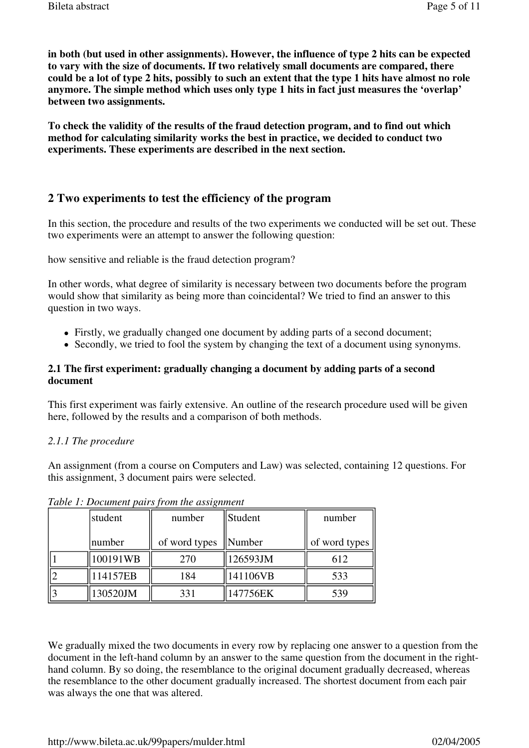**in both (but used in other assignments). However, the influence of type 2 hits can be expected to vary with the size of documents. If two relatively small documents are compared, there could be a lot of type 2 hits, possibly to such an extent that the type 1 hits have almost no role anymore. The simple method which uses only type 1 hits in fact just measures the 'overlap' between two assignments.**

**To check the validity of the results of the fraud detection program, and to find out which method for calculating similarity works the best in practice, we decided to conduct two experiments. These experiments are described in the next section.**

## 2 Two experiments to test the efficiency of the program

In this section, the procedure and results of the two experiments we conducted will be set out. These two experiments were an attempt to answer the following question:

how sensitive and reliable is the fraud detection program?

In other words, what degree of similarity is necessary between two documents before the program would show that similarity as being more than coincidental? We tried to find an answer to this question in two ways.

- Firstly, we gradually changed one document by adding parts of a second document;
- Secondly, we tried to fool the system by changing the text of a document using synonyms.

### 2.1 The first experiment: gradually changing a document by adding parts of a second document

This first experiment was fairly extensive. An outline of the research procedure used will be given here, followed by the results and a comparison of both methods.

#### *2.1.1 The procedure*

An assignment (from a course on Computers and Law) was selected, containing 12 questions. For this assignment, 3 document pairs were selected.

*Table 1: Document pairs from the assignment*

| | student number | number of word types | Student Number | number of word types |
|---|---|---|---|---|
| 1 | 100191WB | 270 | 126593JM | 612 |
| 2 | 114157EB | 184 | 141106VB | 533 |
| 3 | 130520JM | 331 | 147756EK | 539 |

We gradually mixed the two documents in every row by replacing one answer to a question from the document in the left-hand column by an answer to the same question from the document in the right-hand column. By so doing, the resemblance to the original document gradually decreased, whereas the resemblance to the other document gradually increased. The shortest document from each pair was always the one that was altered.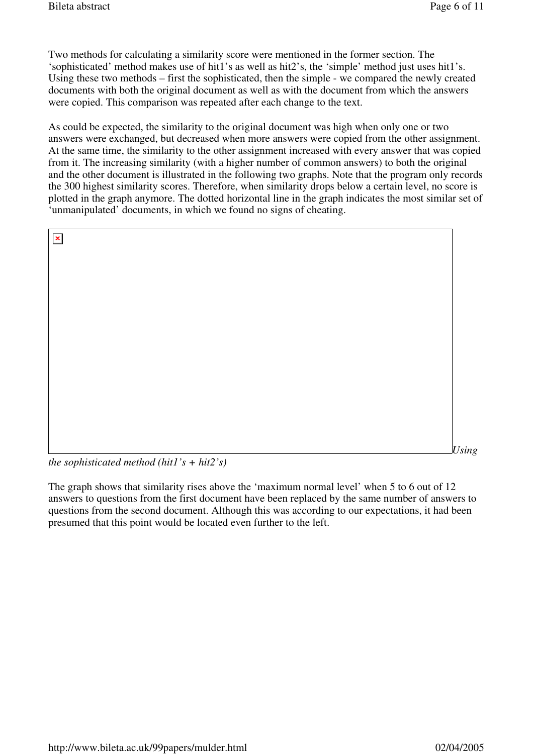Two methods for calculating a similarity score were mentioned in the former section. The 'sophisticated' method makes use of hit1's as well as hit2's, the 'simple' method just uses hit1's. Using these two methods – first the sophisticated, then the simple - we compared the newly created documents with both the original document as well as with the document from which the answers were copied. This comparison was repeated after each change to the text.

As could be expected, the similarity to the original document was high when only one or two answers were exchanged, but decreased when more answers were copied from the other assignment. At the same time, the similarity to the other assignment increased with every answer that was copied from it. The increasing similarity (with a higher number of common answers) to both the original and the other document is illustrated in the following two graphs. Note that the program only records the 300 highest similarity scores. Therefore, when similarity drops below a certain level, no score is plotted in the graph anymore. The dotted horizontal line in the graph indicates the most similar set of 'unmanipulated' documents, in which we found no signs of cheating.

*Using the sophisticated method (hit1's + hit2's)*

The graph shows that similarity rises above the 'maximum normal level' when 5 to 6 out of 12 answers to questions from the first document have been replaced by the same number of answers to questions from the second document. Although this was according to our expectations, it had been presumed that this point would be located even further to the left.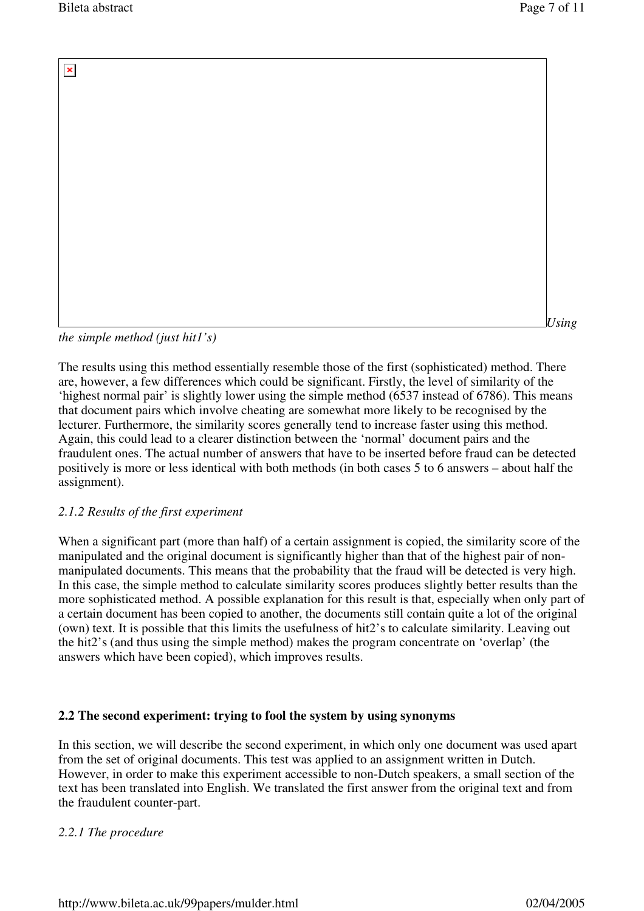*Using the simple method (just hit1's)*

The results using this method essentially resemble those of the first (sophisticated) method. There are, however, a few differences which could be significant. Firstly, the level of similarity of the 'highest normal pair' is slightly lower using the simple method (6537 instead of 6786). This means that document pairs which involve cheating are somewhat more likely to be recognised by the lecturer. Furthermore, the similarity scores generally tend to increase faster using this method. Again, this could lead to a clearer distinction between the 'normal' document pairs and the fraudulent ones. The actual number of answers that have to be inserted before fraud can be detected positively is more or less identical with both methods (in both cases 5 to 6 answers – about half the assignment).

*2.1.2 Results of the first experiment*

When a significant part (more than half) of a certain assignment is copied, the similarity score of the manipulated and the original document is significantly higher than that of the highest pair of non-manipulated documents. This means that the probability that the fraud will be detected is very high. In this case, the simple method to calculate similarity scores produces slightly better results than the more sophisticated method. A possible explanation for this result is that, especially when only part of a certain document has been copied to another, the documents still contain quite a lot of the original (own) text. It is possible that this limits the usefulness of hit2's to calculate similarity. Leaving out the hit2's (and thus using the simple method) makes the program concentrate on 'overlap' (the answers which have been copied), which improves results.

**2.2 The second experiment: trying to fool the system by using synonyms**

In this section, we will describe the second experiment, in which only one document was used apart from the set of original documents. This test was applied to an assignment written in Dutch. However, in order to make this experiment accessible to non-Dutch speakers, a small section of the text has been translated into English. We translated the first answer from the original text and from the fraudulent counter-part.

*2.2.1 The procedure*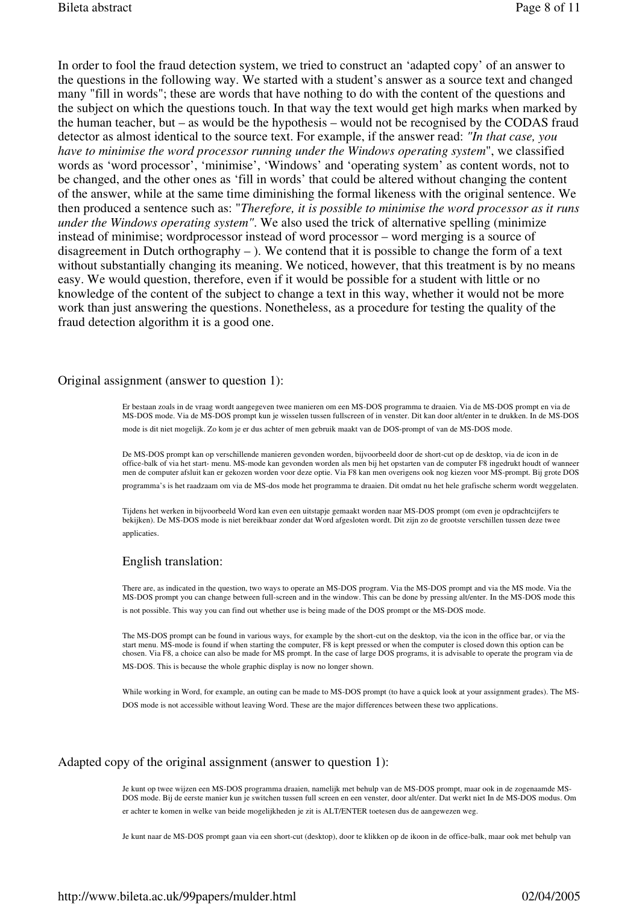In order to fool the fraud detection system, we tried to construct an 'adapted copy' of an answer to the questions in the following way. We started with a student's answer as a source text and changed many "fill in words"; these are words that have nothing to do with the content of the questions and the subject on which the questions touch. In that way the text would get high marks when marked by the human teacher, but – as would be the hypothesis – would not be recognised by the CODAS fraud detector as almost identical to the source text. For example, if the answer read: *"In that case, you have to minimise the word processor running under the Windows operating system*", we classified words as 'word processor', 'minimise', 'Windows' and 'operating system' as content words, not to be changed, and the other ones as 'fill in words' that could be altered without changing the content of the answer, while at the same time diminishing the formal likeness with the original sentence. We then produced a sentence such as: "*Therefore, it is possible to minimise the word processor as it runs under the Windows operating system"*. We also used the trick of alternative spelling (minimize instead of minimise; wordprocessor instead of word processor – word merging is a source of disagreement in Dutch orthography – ). We contend that it is possible to change the form of a text without substantially changing its meaning. We noticed, however, that this treatment is by no means easy. We would question, therefore, even if it would be possible for a student with little or no knowledge of the content of the subject to change a text in this way, whether it would not be more work than just answering the questions. Nonetheless, as a procedure for testing the quality of the fraud detection algorithm it is a good one.

Original assignment (answer to question 1):

> Er bestaan zoals in de vraag wordt aangegeven twee manieren om een MS-DOS programma te draaien. Via de MS-DOS prompt en via de MS-DOS mode. Via de MS-DOS prompt kun je wisselen tussen fullscreen of in venster. Dit kan door alt/enter in te drukken. In de MS-DOS mode is dit niet mogelijk. Zo kom je er dus achter of men gebruik maakt van de DOS-prompt of van de MS-DOS mode.
>
> De MS-DOS prompt kan op verschillende manieren gevonden worden, bijvoorbeeld door de short-cut op de desktop, via de icon in de office-balk of via het start- menu. MS-mode kan gevonden worden als men bij het opstarten van de computer F8 ingedrukt houdt of wanneer men de computer afsluit kan er gekozen worden voor deze optie. Via F8 kan men overigens ook nog kiezen voor MS-prompt. Bij grote DOS programma's is het raadzaam om via de MS-dos mode het programma te draaien. Dit omdat nu het hele grafische scherm wordt weggelaten.
>
> Tijdens het werken in bijvoorbeeld Word kan even een uitstapje gemaakt worden naar MS-DOS prompt (om even je opdrachtcijfers te bekijken). De MS-DOS mode is niet bereikbaar zonder dat Word afgesloten wordt. Dit zijn zo de grootste verschillen tussen deze twee applicaties.
>
> English translation:
>
> There are, as indicated in the question, two ways to operate an MS-DOS program. Via the MS-DOS prompt and via the MS mode. Via the MS-DOS prompt you can change between full-screen and in the window. This can be done by pressing alt/enter. In the MS-DOS mode this is not possible. This way you can find out whether use is being made of the DOS prompt or the MS-DOS mode.
>
> The MS-DOS prompt can be found in various ways, for example by the short-cut on the desktop, via the icon in the office bar, or via the start menu. MS-mode is found if when starting the computer, F8 is kept pressed or when the computer is closed down this option can be chosen. Via F8, a choice can also be made for MS prompt. In the case of large DOS programs, it is advisable to operate the program via de MS-DOS. This is because the whole graphic display is now no longer shown.
>
> While working in Word, for example, an outing can be made to MS-DOS prompt (to have a quick look at your assignment grades). The MS-DOS mode is not accessible without leaving Word. These are the major differences between these two applications.

Adapted copy of the original assignment (answer to question 1):

> Je kunt op twee wijzen een MS-DOS programma draaien, namelijk met behulp van de MS-DOS prompt, maar ook in de zogenaamde MS-DOS mode. Bij de eerste manier kun je switchen tussen full screen en een venster, door alt/enter. Dat werkt niet In de MS-DOS modus. Om er achter te komen in welke van beide mogelijkheden je zit is ALT/ENTER toetesen dus de aangewezen weg.
>
> Je kunt naar de MS-DOS prompt gaan via een short-cut (desktop), door te klikken op de ikoon in de office-balk, maar ook met behulp van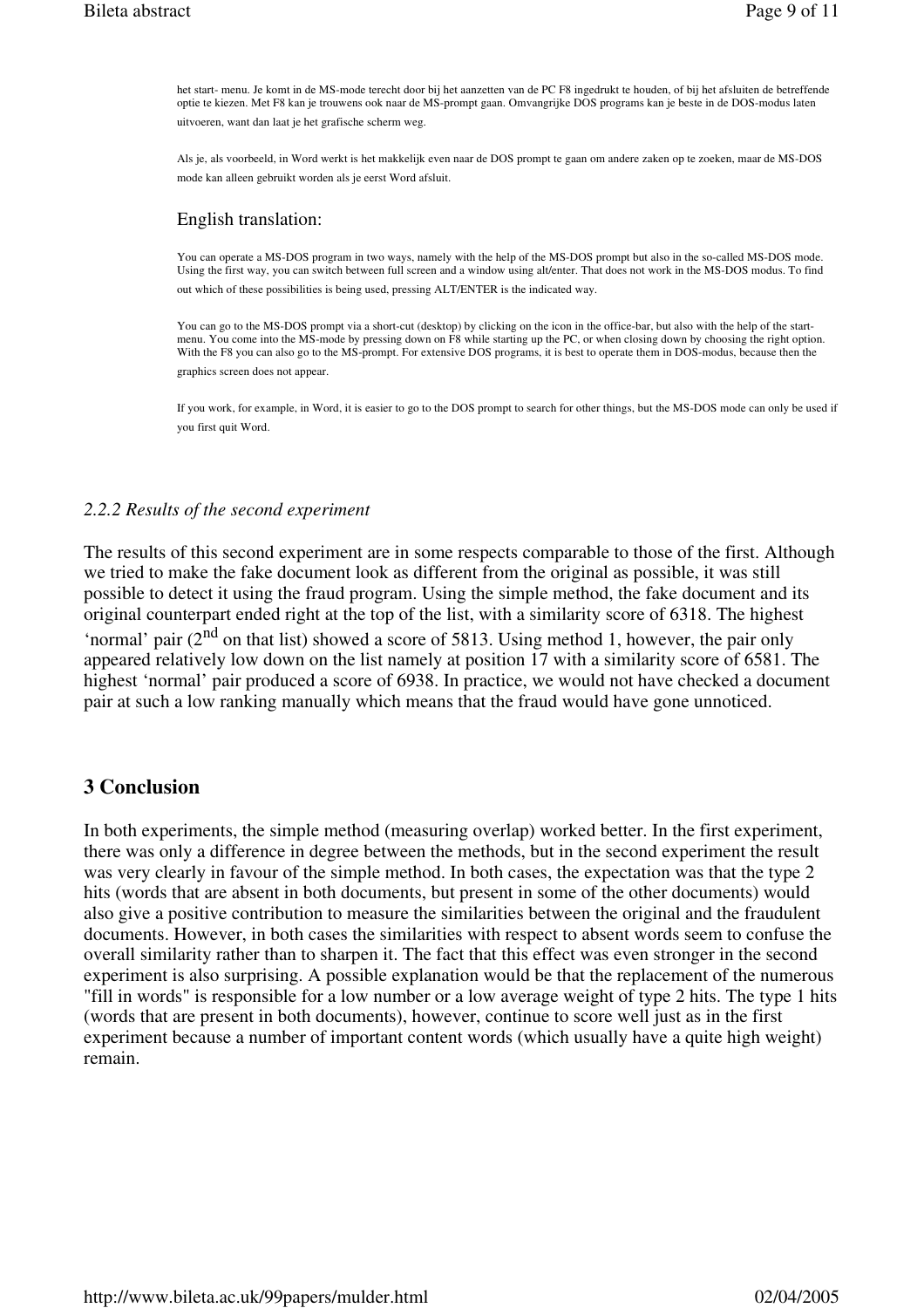het start- menu. Je komt in de MS-mode terecht door bij het aanzetten van de PC F8 ingedrukt te houden, of bij het afsluiten de betreffende optie te kiezen. Met F8 kan je trouwens ook naar de MS-prompt gaan. Omvangrijke DOS programs kan je beste in de DOS-modus laten uitvoeren, want dan laat je het grafische scherm weg.

Als je, als voorbeeld, in Word werkt is het makkelijk even naar de DOS prompt te gaan om andere zaken op te zoeken, maar de MS-DOS mode kan alleen gebruikt worden als je eerst Word afsluit.

English translation:

You can operate a MS-DOS program in two ways, namely with the help of the MS-DOS prompt but also in the so-called MS-DOS mode. Using the first way, you can switch between full screen and a window using alt/enter. That does not work in the MS-DOS modus. To find out which of these possibilities is being used, pressing ALT/ENTER is the indicated way.

You can go to the MS-DOS prompt via a short-cut (desktop) by clicking on the icon in the office-bar, but also with the help of the start-menu. You come into the MS-mode by pressing down on F8 while starting up the PC, or when closing down by choosing the right option. With the F8 you can also go to the MS-prompt. For extensive DOS programs, it is best to operate them in DOS-modus, because then the graphics screen does not appear.

If you work, for example, in Word, it is easier to go to the DOS prompt to search for other things, but the MS-DOS mode can only be used if you first quit Word.

### *2.2.2 Results of the second experiment*

The results of this second experiment are in some respects comparable to those of the first. Although we tried to make the fake document look as different from the original as possible, it was still possible to detect it using the fraud program. Using the simple method, the fake document and its original counterpart ended right at the top of the list, with a similarity score of 6318. The highest 'normal' pair (2nd on that list) showed a score of 5813. Using method 1, however, the pair only appeared relatively low down on the list namely at position 17 with a similarity score of 6581. The highest 'normal' pair produced a score of 6938. In practice, we would not have checked a document pair at such a low ranking manually which means that the fraud would have gone unnoticed.

## 3 Conclusion

In both experiments, the simple method (measuring overlap) worked better. In the first experiment, there was only a difference in degree between the methods, but in the second experiment the result was very clearly in favour of the simple method. In both cases, the expectation was that the type 2 hits (words that are absent in both documents, but present in some of the other documents) would also give a positive contribution to measure the similarities between the original and the fraudulent documents. However, in both cases the similarities with respect to absent words seem to confuse the overall similarity rather than to sharpen it. The fact that this effect was even stronger in the second experiment is also surprising. A possible explanation would be that the replacement of the numerous "fill in words" is responsible for a low number or a low average weight of type 2 hits. The type 1 hits (words that are present in both documents), however, continue to score well just as in the first experiment because a number of important content words (which usually have a quite high weight) remain.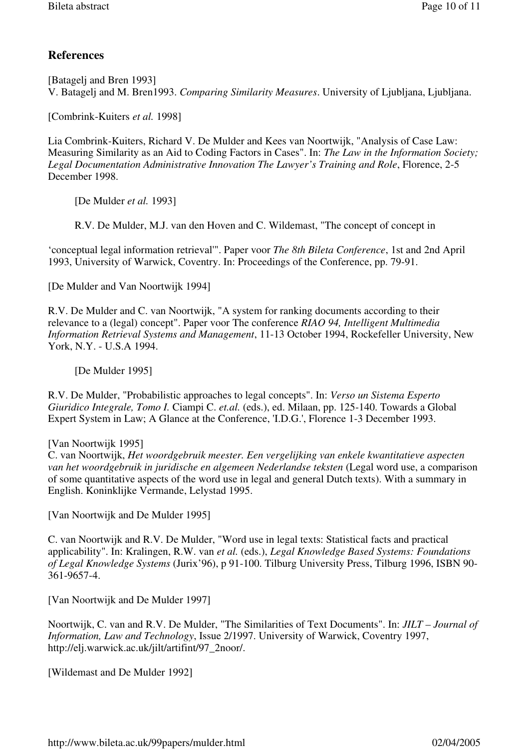## References

[Batagelj and Bren 1993]
V. Batagelj and M. Bren1993. *Comparing Similarity Measures*. University of Ljubljana, Ljubljana.

[Combrink-Kuiters *et al.* 1998]

Lia Combrink-Kuiters, Richard V. De Mulder and Kees van Noortwijk, "Analysis of Case Law: Measuring Similarity as an Aid to Coding Factors in Cases". In: *The Law in the Information Society; Legal Documentation Administrative Innovation The Lawyer's Training and Role*, Florence, 2-5 December 1998.

[De Mulder *et al.* 1993]

R.V. De Mulder, M.J. van den Hoven and C. Wildemast, "The concept of concept in 'conceptual legal information retrieval'". Paper voor *The 8th Bileta Conference*, 1st and 2nd April 1993, University of Warwick, Coventry. In: Proceedings of the Conference, pp. 79-91.

[De Mulder and Van Noortwijk 1994]

R.V. De Mulder and C. van Noortwijk, "A system for ranking documents according to their relevance to a (legal) concept". Paper voor The conference *RIAO 94, Intelligent Multimedia Information Retrieval Systems and Management*, 11-13 October 1994, Rockefeller University, New York, N.Y. - U.S.A 1994.

[De Mulder 1995]

R.V. De Mulder, "Probabilistic approaches to legal concepts". In: *Verso un Sistema Esperto Giuridico Integrale, Tomo I.* Ciampi C. *et.al.* (eds.), ed. Milaan, pp. 125-140. Towards a Global Expert System in Law; A Glance at the Conference, 'I.D.G.', Florence 1-3 December 1993.

[Van Noortwijk 1995]
C. van Noortwijk, *Het woordgebruik meester. Een vergelijking van enkele kwantitatieve aspecten van het woordgebruik in juridische en algemeen Nederlandse teksten* (Legal word use, a comparison of some quantitative aspects of the word use in legal and general Dutch texts). With a summary in English. Koninklijke Vermande, Lelystad 1995.

[Van Noortwijk and De Mulder 1995]

C. van Noortwijk and R.V. De Mulder, "Word use in legal texts: Statistical facts and practical applicability". In: Kralingen, R.W. van *et al.* (eds.), *Legal Knowledge Based Systems: Foundations of Legal Knowledge Systems* (Jurix'96), p 91-100. Tilburg University Press, Tilburg 1996, ISBN 90-361-9657-4.

[Van Noortwijk and De Mulder 1997]

Noortwijk, C. van and R.V. De Mulder, "The Similarities of Text Documents". In: *JILT – Journal of Information, Law and Technology*, Issue 2/1997. University of Warwick, Coventry 1997, http://elj.warwick.ac.uk/jilt/artifint/97_2noor/.

[Wildemast and De Mulder 1992]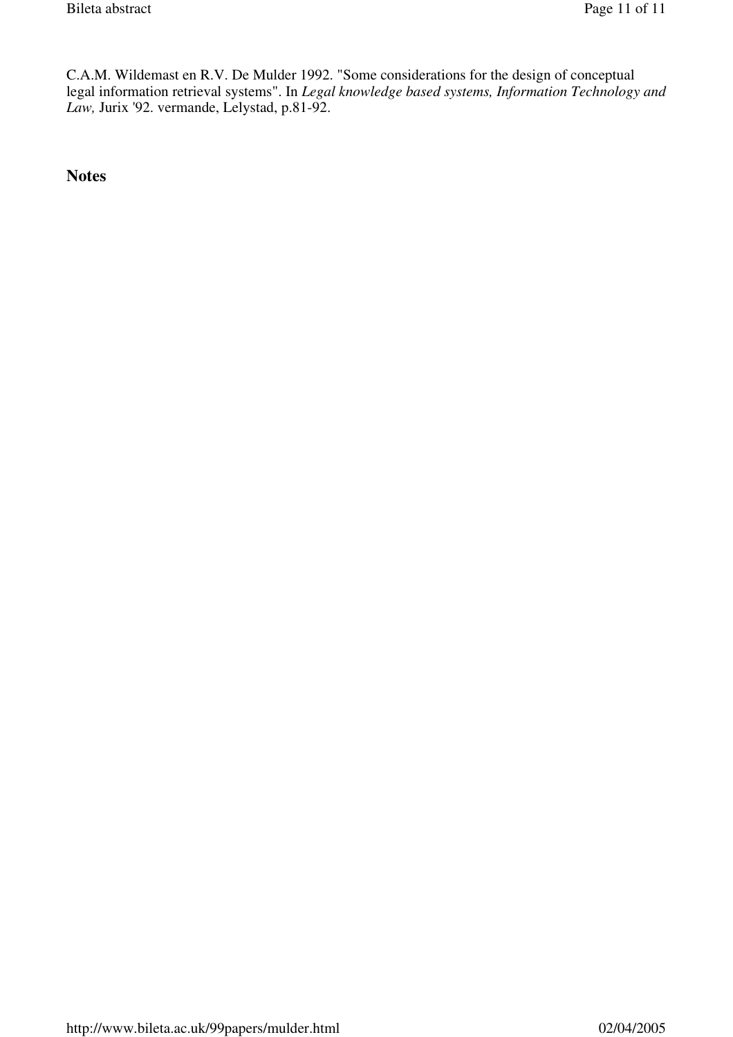C.A.M. Wildemast en R.V. De Mulder 1992. "Some considerations for the design of conceptual legal information retrieval systems". In *Legal knowledge based systems, Information Technology and Law,* Jurix '92. vermande, Lelystad, p.81-92.

## Notes